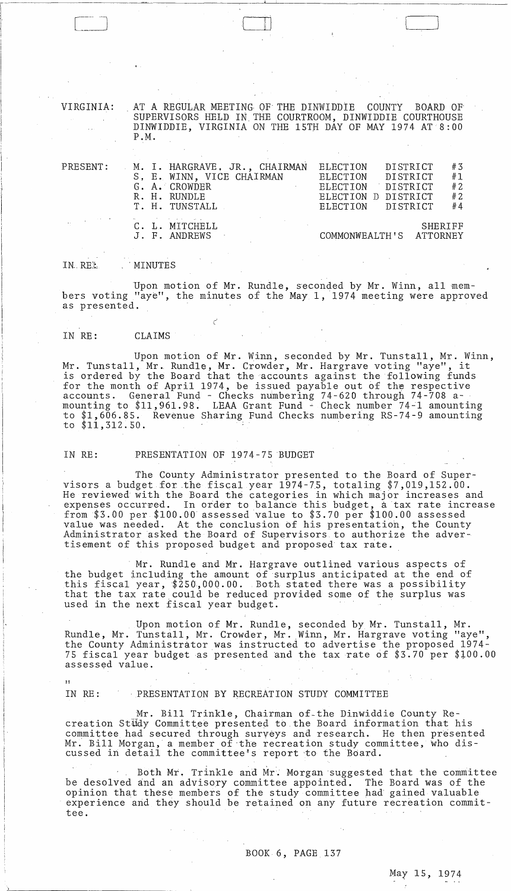VIRGINIA: AT A REGULAR MEETING OF THE DINWIDDIE COUNTY BOARD OF SUPERVISORS HELD IN THE COURTROOM, DINWIDDIE COURTHOUSE DINWIDDIE, VIRGINIA ON THE 15TH DAY OF MAY 1974 AT 8:00 P.M.

| PRESENT: | | |
|---|---|---|
| | M. I. HARGRAVE, JR., CHAIRMAN | ELECTION DISTRICT #3 |
| | S. E. WINN, VICE CHAIRMAN | ELECTION DISTRICT #1 |
| | G. A. CROWDER | ELECTION DISTRICT #2 |
| | R. H. RUNDLE | ELECTION D DISTRICT #2 |
| | T. H. TUNSTALL | ELECTION DISTRICT #4 |
| | C. L. MITCHELL | SHERIFF |
| | J. F. ANDREWS | COMMONWEALTH'S ATTORNEY |

IN RE: MINUTES

Upon motion of Mr. Rundle, seconded by Mr. Winn, all members voting "aye", the minutes of the May 1, 1974 meeting were approved as presented.

IN RE: CLAIMS

Upon motion of Mr. Winn, seconded by Mr. Tunstall, Mr. Winn, Mr. Tunstall, Mr. Rundle, Mr. Crowder, Mr. Hargrave voting "aye", it is ordered by the Board that the accounts against the following funds for the month of April 1974, be issued payable out of the respective accounts. General Fund - Checks numbering 74-620 through 74-708 amounting to $11,961.98. LEAA Grant Fund - Check number 74-1 amounting to $1,606.85. Revenue Sharing Fund Checks numbering RS-74-9 amounting to $11,312.50.

IN RE: PRESENTATION OF 1974-75 BUDGET

The County Administrator presented to the Board of Supervisors a budget for the fiscal year 1974-75, totaling $7,019,152.00. He reviewed with the Board the categories in which major increases and expenses occurred. In order to balance this budget, a tax rate increase from $3.00 per $100.00 assessed value to $3.70 per $100.00 assessed value was needed. At the conclusion of his presentation, the County Administrator asked the Board of Supervisors to authorize the advertisement of this proposed budget and proposed tax rate.

Mr. Rundle and Mr. Hargrave outlined various aspects of the budget including the amount of surplus anticipated at the end of this fiscal year, $250,000.00. Both stated there was a possibility that the tax rate could be reduced provided some of the surplus was used in the next fiscal year budget.

Upon motion of Mr. Rundle, seconded by Mr. Tunstall, Mr. Rundle, Mr. Tunstall, Mr. Crowder, Mr. Winn, Mr. Hargrave voting "aye", the County Administrator was instructed to advertise the proposed 1974-75 fiscal year budget as presented and the tax rate of $3.70 per $100.00 assessed value.

IN RE: PRESENTATION BY RECREATION STUDY COMMITTEE

Mr. Bill Trinkle, Chairman of the Dinwiddie County Recreation Study Committee presented to the Board information that his committee had secured through surveys and research. He then presented Mr. Bill Morgan, a member of the recreation study committee, who discussed in detail the committee's report to the Board.

Both Mr. Trinkle and Mr. Morgan suggested that the committee be desolved and an advisory committee appointed. The Board was of the opinion that these members of the study committee had gained valuable experience and they should be retained on any future recreation committee.

BOOK 6, PAGE 137

May 15, 1974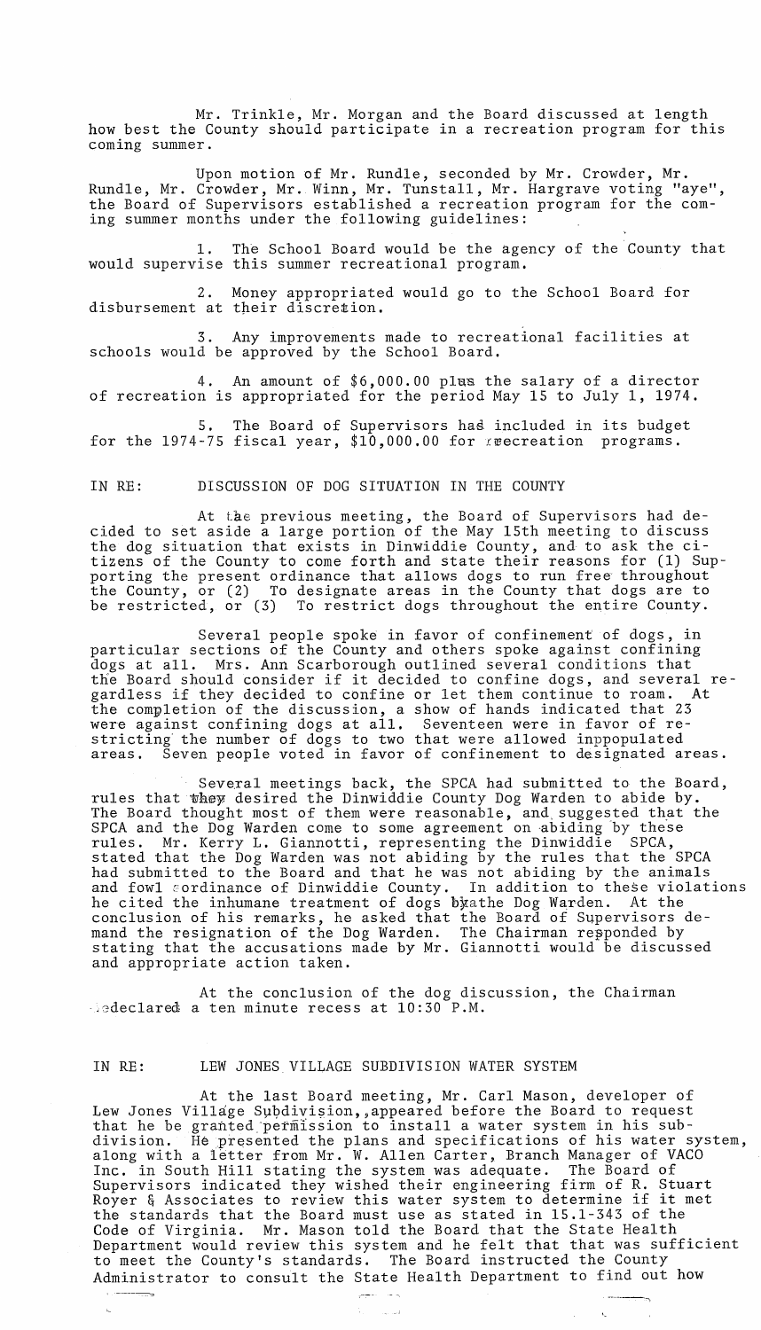Mr. Trinkle, Mr. Morgan and the Board discussed at length how best the County should participate in a recreation program for this coming summer.

Upon motion of Mr. Rundle, seconded by Mr. Crowder, Mr. Rundle, Mr. Crowder, Mr. Winn, Mr. Tunstall, Mr. Hargrave voting "aye", the Board of Supervisors established a recreation program for the coming summer months under the following guidelines:

1. The School Board would be the agency of the County that would supervise this summer recreational program.

2. Money appropriated would go to the School Board for disbursement at their discretion.

3. Any improvements made to recreational facilities at schools would be approved by the School Board.

4. An amount of $6,000.00 plus the salary of a director of recreation is appropriated for the period May 15 to July 1, 1974.

5. The Board of Supervisors had included in its budget for the 1974-75 fiscal year, $10,000.00 for recreation programs.

IN RE: DISCUSSION OF DOG SITUATION IN THE COUNTY

At the previous meeting, the Board of Supervisors had decided to set aside a large portion of the May 15th meeting to discuss the dog situation that exists in Dinwiddie County, and to ask the citizens of the County to come forth and state their reasons for (1) Supporting the present ordinance that allows dogs to run free throughout the County, or (2) To designate areas in the County that dogs are to be restricted, or (3) To restrict dogs throughout the entire County.

Several people spoke in favor of confinement of dogs, in particular sections of the County and others spoke against confining dogs at all. Mrs. Ann Scarborough outlined several conditions that the Board should consider if it decided to confine dogs, and several regardless if they decided to confine or let them continue to roam. At the completion of the discussion, a show of hands indicated that 23 were against confining dogs at all. Seventeen were in favor of restricting the number of dogs to two that were allowed inpopulated areas. Seven people voted in favor of confinement to designated areas.

Several meetings back, the SPCA had submitted to the Board, rules that they desired the Dinwiddie County Dog Warden to abide by. The Board thought most of them were reasonable, and suggested that the SPCA and the Dog Warden come to some agreement on abiding by these rules. Mr. Kerry L. Giannotti, representing the Dinwiddie SPCA, stated that the Dog Warden was not abiding by the rules that the SPCA had submitted to the Board and that he was not abiding by the animals and fowl ordinance of Dinwiddie County. In addition to these violations he cited the inhumane treatment of dogs by the Dog Warden. At the conclusion of his remarks, he asked that the Board of Supervisors demand the resignation of the Dog Warden. The Chairman responded by stating that the accusations made by Mr. Giannotti would be discussed and appropriate action taken.

At the conclusion of the dog discussion, the Chairman declared a ten minute recess at 10:30 P.M.

IN RE: LEW JONES VILLAGE SUBDIVISION WATER SYSTEM

At the last Board meeting, Mr. Carl Mason, developer of Lew Jones Village Subdivision, appeared before the Board to request that he be granted permission to install a water system in his subdivision. He presented the plans and specifications of his water system, along with a letter from Mr. W. Allen Carter, Branch Manager of VACO Inc. in South Hill stating the system was adequate. The Board of Supervisors indicated they wished their engineering firm of R. Stuart Royer & Associates to review this water system to determine if it met the standards that the Board must use as stated in 15.1-343 of the Code of Virginia. Mr. Mason told the Board that the State Health Department would review this system and he felt that that was sufficient to meet the County's standards. The Board instructed the County Administrator to consult the State Health Department to find out how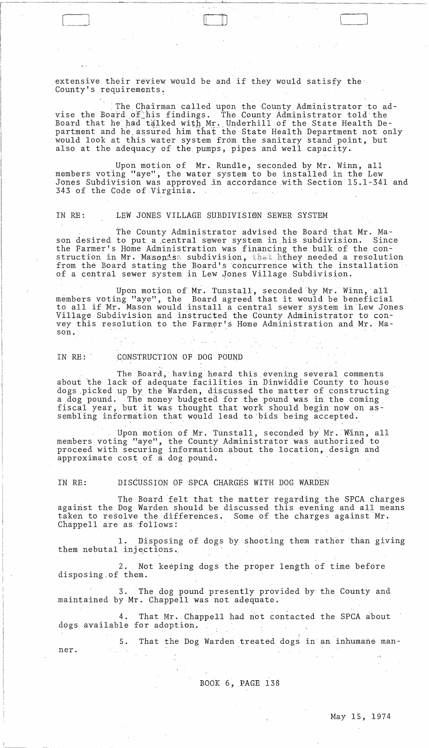extensive their review would be and if they would satisfy the County's requirements.

The Chairman called upon the County Administrator to advise the Board of his findings. The County Administrator told the Board that he had talked with Mr. Underhill of the State Health Department and he assured him that the State Health Department not only would look at this water system from the sanitary stand point, but also at the adequacy of the pumps, pipes and well capacity.

Upon motion of Mr. Rundle, seconded by Mr. Winn, all members voting "aye", the water system to be installed in the Lew Jones Subdivision was approved in accordance with Section 15.1-341 and 343 of the Code of Virginia.

IN RE: LEW JONES VILLAGE SUBDIVISION SEWER SYSTEM

The County Administrator advised the Board that Mr. Mason desired to put a central sewer system in his subdivision. Since the Farmer's Home Administration was financing the bulk of the construction in Mr. Mason's subdivision, that hthey needed a resolution from the Board stating the Board's concurrence with the installation of a central sewer system in Lew Jones Village Subdivision.

Upon motion of Mr. Tunstall, seconded by Mr. Winn, all members voting "aye", the Board agreed that it would be beneficial to all if Mr. Mason would install a central sewer system in Lew Jones Village Subdivision and instructed the County Administrator to convey this resolution to the Farmer's Home Administration and Mr. Mason.

IN RE: CONSTRUCTION OF DOG POUND

The Board, having heard this evening several comments about the lack of adequate facilities in Dinwiddie County to house dogs picked up by the Warden, discussed the matter of constructing a dog pound. The money budgeted for the pound was in the coming fiscal year, but it was thought that work should begin now on assembling information that would lead to bids being accepted.

Upon motion of Mr. Tunstall, seconded by Mr. Winn, all members voting "aye", the County Administrator was authorized to proceed with securing information about the location, design and approximate cost of a dog pound.

IN RE: DISCUSSION OF SPCA CHARGES WITH DOG WARDEN

The Board felt that the matter regarding the SPCA charges against the Dog Warden should be discussed this evening and all means taken to resolve the differences. Some of the charges against Mr. Chappell are as follows:

1. Disposing of dogs by shooting them rather than giving them nebutal injections.

2. Not keeping dogs the proper length of time before disposing of them.

3. The dog pound presently provided by the County and maintained by Mr. Chappell was not adequate.

4. That Mr. Chappell had not contacted the SPCA about dogs available for adoption.

5. That the Dog Warden treated dogs in an inhumane manner.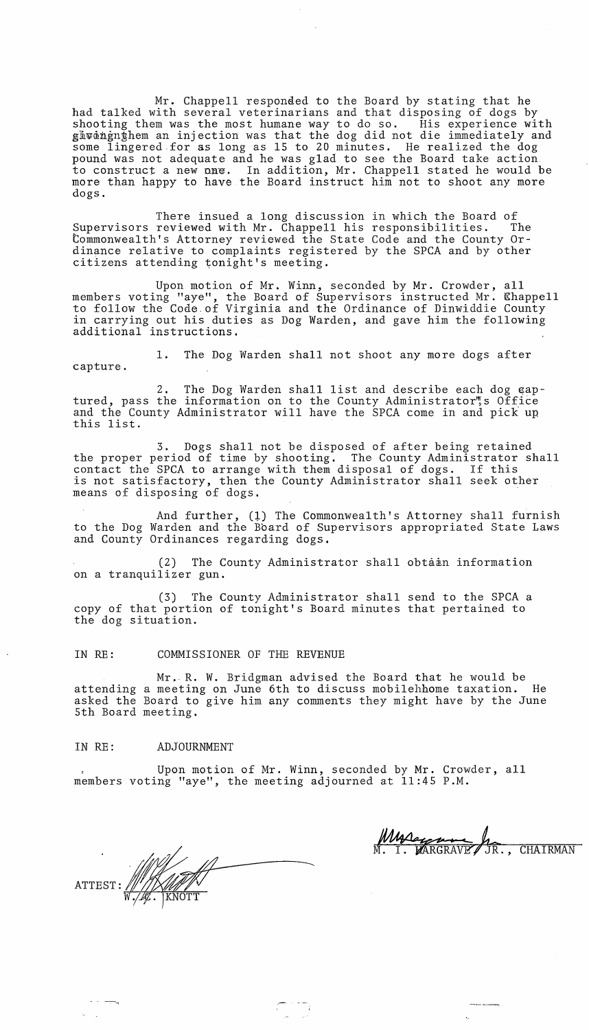Mr. Chappell responded to the Board by stating that he had talked with several veterinarians and that disposing of dogs by shooting them was the most humane way to do so. His experience with giving them an injection was that the dog did not die immediately and some lingered for as long as 15 to 20 minutes. He realized the dog pound was not adequate and he was glad to see the Board take action to construct a new one. In addition, Mr. Chappell stated he would be more than happy to have the Board instruct him not to shoot any more dogs.

There insued a long discussion in which the Board of Supervisors reviewed with Mr. Chappell his responsibilities. The Commonwealth's Attorney reviewed the State Code and the County Ordinance relative to complaints registered by the SPCA and by other citizens attending tonight's meeting.

Upon motion of Mr. Winn, seconded by Mr. Crowder, all members voting "aye", the Board of Supervisors instructed Mr. Chappell to follow the Code of Virginia and the Ordinance of Dinwiddie County in carrying out his duties as Dog Warden, and gave him the following additional instructions.

1. The Dog Warden shall not shoot any more dogs after capture.

2. The Dog Warden shall list and describe each dog captured, pass the information on to the County Administrator's Office and the County Administrator will have the SPCA come in and pick up this list.

3. Dogs shall not be disposed of after being retained the proper period of time by shooting. The County Administrator shall contact the SPCA to arrange with them disposal of dogs. If this is not satisfactory, then the County Administrator shall seek other means of disposing of dogs.

And further, (1) The Commonwealth's Attorney shall furnish to the Dog Warden and the Board of Supervisors appropriated State Laws and County Ordinances regarding dogs.

(2) The County Administrator shall obtain information on a tranquilizer gun.

(3) The County Administrator shall send to the SPCA a copy of that portion of tonight's Board minutes that pertained to the dog situation.

IN RE: COMMISSIONER OF THE REVENUE

Mr. R. W. Bridgman advised the Board that he would be attending a meeting on June 6th to discuss mobilehome taxation. He asked the Board to give him any comments they might have by the June 5th Board meeting.

IN RE: ADJOURNMENT

Upon motion of Mr. Winn, seconded by Mr. Crowder, all members voting "aye", the meeting adjourned at 11:45 P.M.

M. I. HARGRAVE, JR., CHAIRMAN

ATTEST: W. C. KNOTT